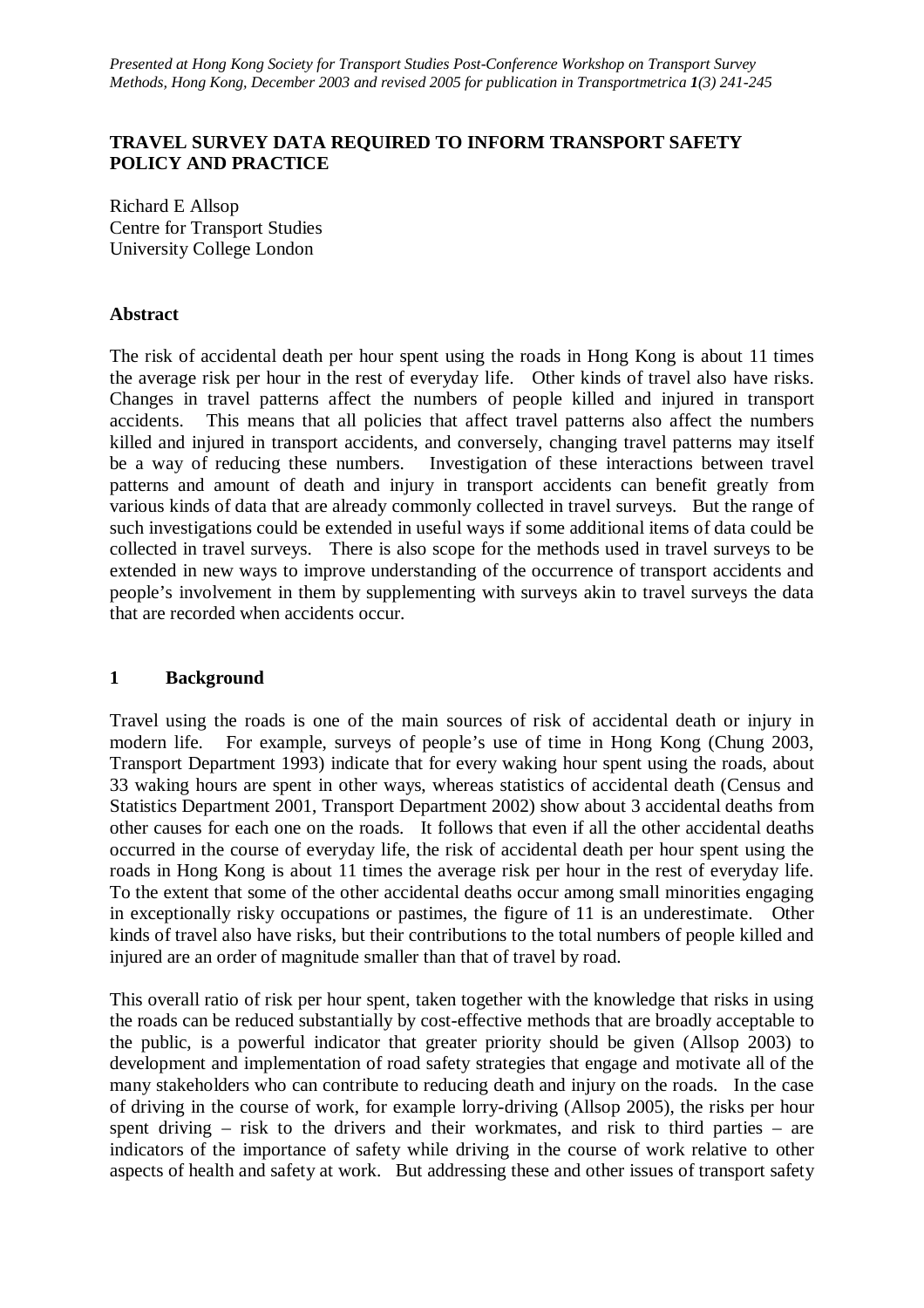*Presented at Hong Kong Society for Transport Studies Post-Conference Workshop on Transport Survey Methods, Hong Kong, December 2003 and revised 2005 for publication in Transportmetrica **1**(3) 241-245*

# TRAVEL SURVEY DATA REQUIRED TO INFORM TRANSPORT SAFETY POLICY AND PRACTICE

Richard E Allsop
Centre for Transport Studies
University College London

**Abstract**

The risk of accidental death per hour spent using the roads in Hong Kong is about 11 times the average risk per hour in the rest of everyday life. Other kinds of travel also have risks. Changes in travel patterns affect the numbers of people killed and injured in transport accidents. This means that all policies that affect travel patterns also affect the numbers killed and injured in transport accidents, and conversely, changing travel patterns may itself be a way of reducing these numbers. Investigation of these interactions between travel patterns and amount of death and injury in transport accidents can benefit greatly from various kinds of data that are already commonly collected in travel surveys. But the range of such investigations could be extended in useful ways if some additional items of data could be collected in travel surveys. There is also scope for the methods used in travel surveys to be extended in new ways to improve understanding of the occurrence of transport accidents and people's involvement in them by supplementing with surveys akin to travel surveys the data that are recorded when accidents occur.

## 1 Background

Travel using the roads is one of the main sources of risk of accidental death or injury in modern life. For example, surveys of people's use of time in Hong Kong (Chung 2003, Transport Department 1993) indicate that for every waking hour spent using the roads, about 33 waking hours are spent in other ways, whereas statistics of accidental death (Census and Statistics Department 2001, Transport Department 2002) show about 3 accidental deaths from other causes for each one on the roads. It follows that even if all the other accidental deaths occurred in the course of everyday life, the risk of accidental death per hour spent using the roads in Hong Kong is about 11 times the average risk per hour in the rest of everyday life. To the extent that some of the other accidental deaths occur among small minorities engaging in exceptionally risky occupations or pastimes, the figure of 11 is an underestimate. Other kinds of travel also have risks, but their contributions to the total numbers of people killed and injured are an order of magnitude smaller than that of travel by road.

This overall ratio of risk per hour spent, taken together with the knowledge that risks in using the roads can be reduced substantially by cost-effective methods that are broadly acceptable to the public, is a powerful indicator that greater priority should be given (Allsop 2003) to development and implementation of road safety strategies that engage and motivate all of the many stakeholders who can contribute to reducing death and injury on the roads. In the case of driving in the course of work, for example lorry-driving (Allsop 2005), the risks per hour spent driving – risk to the drivers and their workmates, and risk to third parties – are indicators of the importance of safety while driving in the course of work relative to other aspects of health and safety at work. But addressing these and other issues of transport safety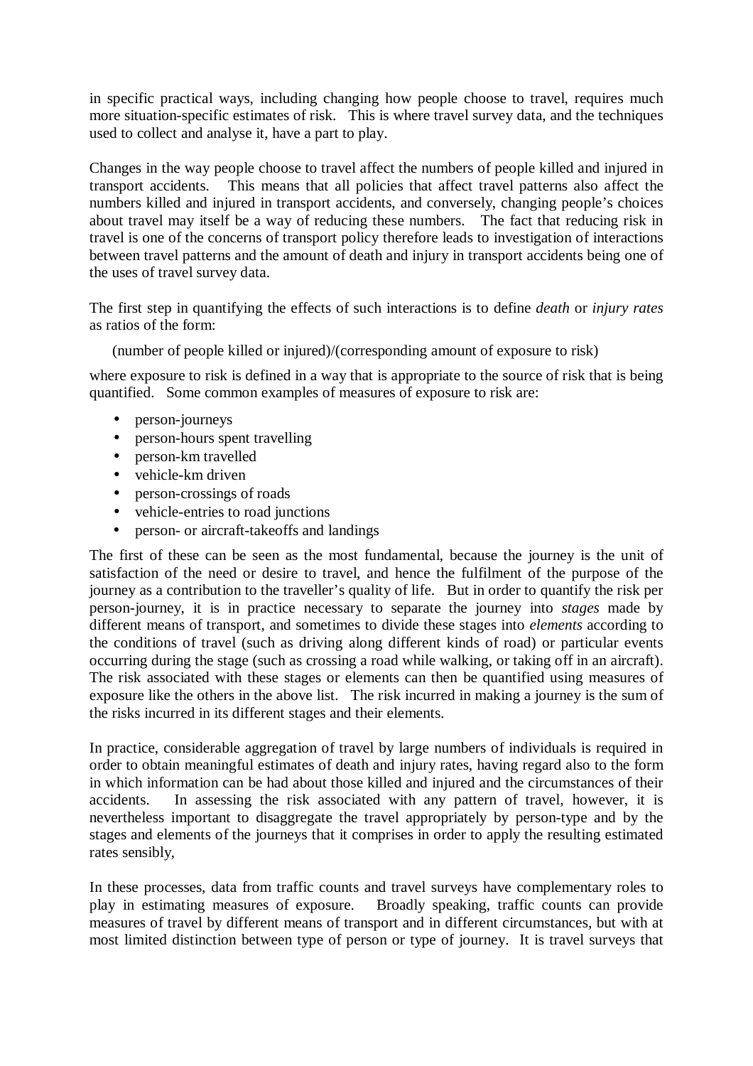in specific practical ways, including changing how people choose to travel, requires much more situation-specific estimates of risk. This is where travel survey data, and the techniques used to collect and analyse it, have a part to play.

Changes in the way people choose to travel affect the numbers of people killed and injured in transport accidents. This means that all policies that affect travel patterns also affect the numbers killed and injured in transport accidents, and conversely, changing people's choices about travel may itself be a way of reducing these numbers. The fact that reducing risk in travel is one of the concerns of transport policy therefore leads to investigation of interactions between travel patterns and the amount of death and injury in transport accidents being one of the uses of travel survey data.

The first step in quantifying the effects of such interactions is to define *death* or *injury rates* as ratios of the form:

(number of people killed or injured)/(corresponding amount of exposure to risk)

where exposure to risk is defined in a way that is appropriate to the source of risk that is being quantified. Some common examples of measures of exposure to risk are:

- person-journeys
- person-hours spent travelling
- person-km travelled
- vehicle-km driven
- person-crossings of roads
- vehicle-entries to road junctions
- person- or aircraft-takeoffs and landings

The first of these can be seen as the most fundamental, because the journey is the unit of satisfaction of the need or desire to travel, and hence the fulfilment of the purpose of the journey as a contribution to the traveller's quality of life. But in order to quantify the risk per person-journey, it is in practice necessary to separate the journey into *stages* made by different means of transport, and sometimes to divide these stages into *elements* according to the conditions of travel (such as driving along different kinds of road) or particular events occurring during the stage (such as crossing a road while walking, or taking off in an aircraft). The risk associated with these stages or elements can then be quantified using measures of exposure like the others in the above list. The risk incurred in making a journey is the sum of the risks incurred in its different stages and their elements.

In practice, considerable aggregation of travel by large numbers of individuals is required in order to obtain meaningful estimates of death and injury rates, having regard also to the form in which information can be had about those killed and injured and the circumstances of their accidents. In assessing the risk associated with any pattern of travel, however, it is nevertheless important to disaggregate the travel appropriately by person-type and by the stages and elements of the journeys that it comprises in order to apply the resulting estimated rates sensibly,

In these processes, data from traffic counts and travel surveys have complementary roles to play in estimating measures of exposure. Broadly speaking, traffic counts can provide measures of travel by different means of transport and in different circumstances, but with at most limited distinction between type of person or type of journey. It is travel surveys that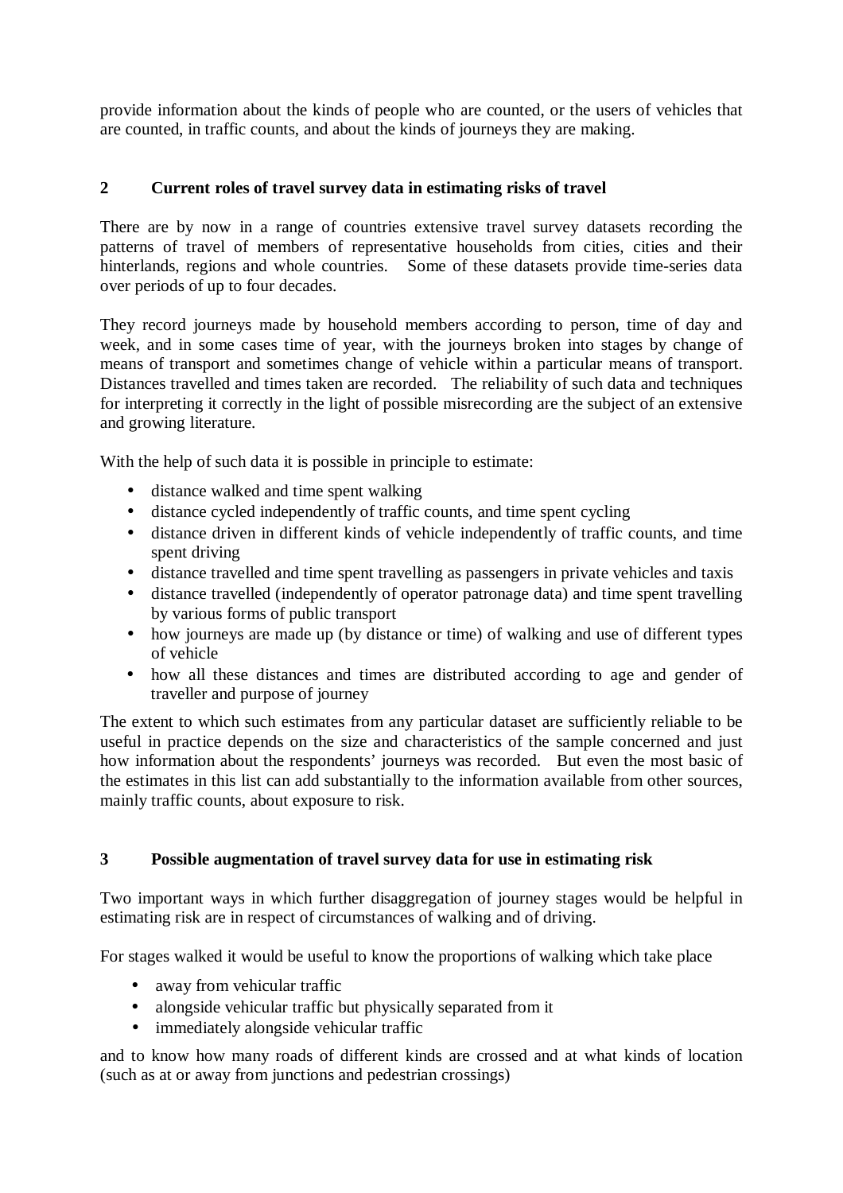provide information about the kinds of people who are counted, or the users of vehicles that are counted, in traffic counts, and about the kinds of journeys they are making.

## 2 Current roles of travel survey data in estimating risks of travel

There are by now in a range of countries extensive travel survey datasets recording the patterns of travel of members of representative households from cities, cities and their hinterlands, regions and whole countries. Some of these datasets provide time-series data over periods of up to four decades.

They record journeys made by household members according to person, time of day and week, and in some cases time of year, with the journeys broken into stages by change of means of transport and sometimes change of vehicle within a particular means of transport. Distances travelled and times taken are recorded. The reliability of such data and techniques for interpreting it correctly in the light of possible misrecording are the subject of an extensive and growing literature.

With the help of such data it is possible in principle to estimate:

- distance walked and time spent walking
- distance cycled independently of traffic counts, and time spent cycling
- distance driven in different kinds of vehicle independently of traffic counts, and time spent driving
- distance travelled and time spent travelling as passengers in private vehicles and taxis
- distance travelled (independently of operator patronage data) and time spent travelling by various forms of public transport
- how journeys are made up (by distance or time) of walking and use of different types of vehicle
- how all these distances and times are distributed according to age and gender of traveller and purpose of journey

The extent to which such estimates from any particular dataset are sufficiently reliable to be useful in practice depends on the size and characteristics of the sample concerned and just how information about the respondents' journeys was recorded. But even the most basic of the estimates in this list can add substantially to the information available from other sources, mainly traffic counts, about exposure to risk.

## 3 Possible augmentation of travel survey data for use in estimating risk

Two important ways in which further disaggregation of journey stages would be helpful in estimating risk are in respect of circumstances of walking and of driving.

For stages walked it would be useful to know the proportions of walking which take place

- away from vehicular traffic
- alongside vehicular traffic but physically separated from it
- immediately alongside vehicular traffic

and to know how many roads of different kinds are crossed and at what kinds of location (such as at or away from junctions and pedestrian crossings)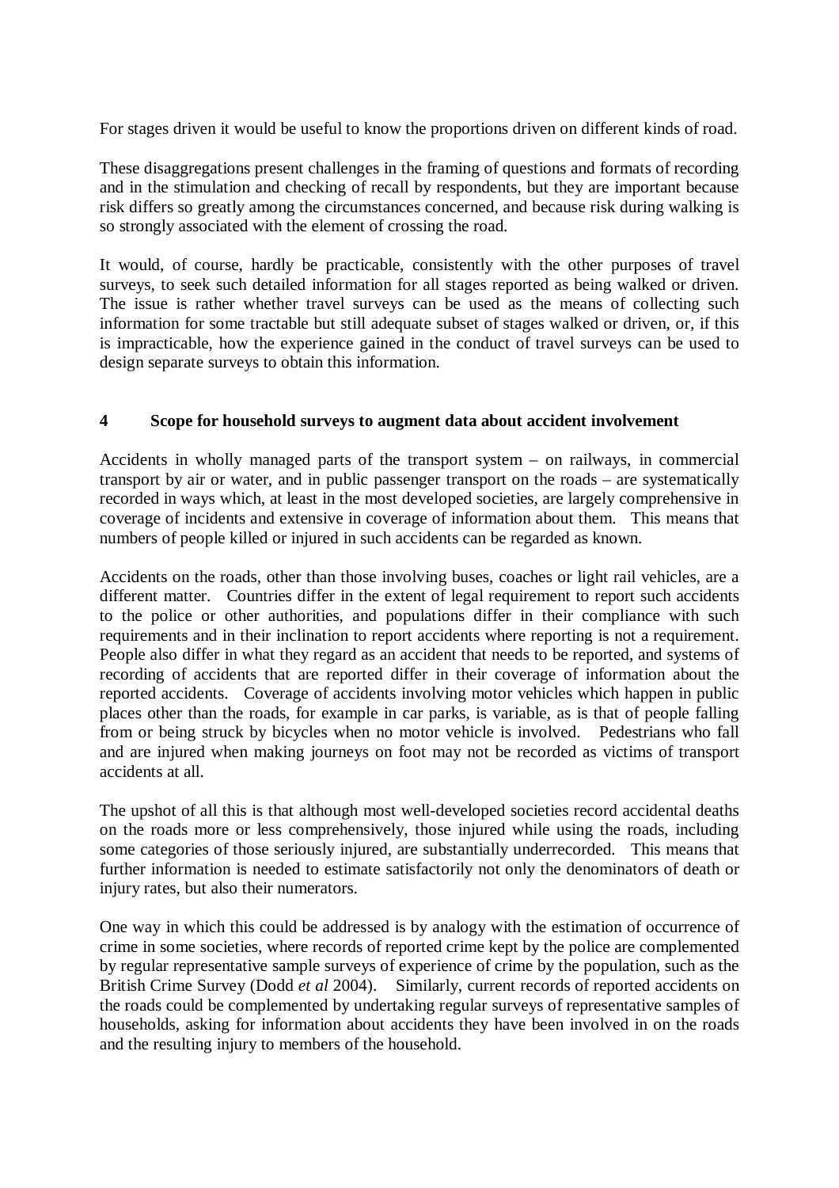For stages driven it would be useful to know the proportions driven on different kinds of road.

These disaggregations present challenges in the framing of questions and formats of recording and in the stimulation and checking of recall by respondents, but they are important because risk differs so greatly among the circumstances concerned, and because risk during walking is so strongly associated with the element of crossing the road.

It would, of course, hardly be practicable, consistently with the other purposes of travel surveys, to seek such detailed information for all stages reported as being walked or driven. The issue is rather whether travel surveys can be used as the means of collecting such information for some tractable but still adequate subset of stages walked or driven, or, if this is impracticable, how the experience gained in the conduct of travel surveys can be used to design separate surveys to obtain this information.

## 4 Scope for household surveys to augment data about accident involvement

Accidents in wholly managed parts of the transport system – on railways, in commercial transport by air or water, and in public passenger transport on the roads – are systematically recorded in ways which, at least in the most developed societies, are largely comprehensive in coverage of incidents and extensive in coverage of information about them. This means that numbers of people killed or injured in such accidents can be regarded as known.

Accidents on the roads, other than those involving buses, coaches or light rail vehicles, are a different matter. Countries differ in the extent of legal requirement to report such accidents to the police or other authorities, and populations differ in their compliance with such requirements and in their inclination to report accidents where reporting is not a requirement. People also differ in what they regard as an accident that needs to be reported, and systems of recording of accidents that are reported differ in their coverage of information about the reported accidents. Coverage of accidents involving motor vehicles which happen in public places other than the roads, for example in car parks, is variable, as is that of people falling from or being struck by bicycles when no motor vehicle is involved. Pedestrians who fall and are injured when making journeys on foot may not be recorded as victims of transport accidents at all.

The upshot of all this is that although most well-developed societies record accidental deaths on the roads more or less comprehensively, those injured while using the roads, including some categories of those seriously injured, are substantially underrecorded. This means that further information is needed to estimate satisfactorily not only the denominators of death or injury rates, but also their numerators.

One way in which this could be addressed is by analogy with the estimation of occurrence of crime in some societies, where records of reported crime kept by the police are complemented by regular representative sample surveys of experience of crime by the population, such as the British Crime Survey (Dodd *et al* 2004). Similarly, current records of reported accidents on the roads could be complemented by undertaking regular surveys of representative samples of households, asking for information about accidents they have been involved in on the roads and the resulting injury to members of the household.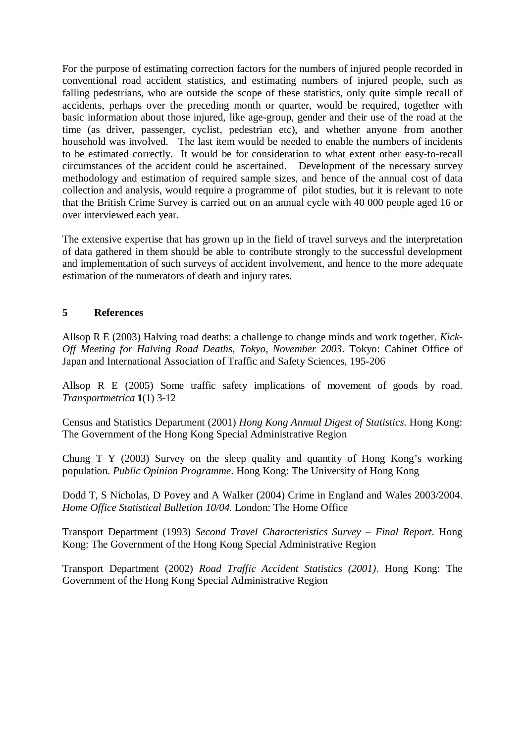For the purpose of estimating correction factors for the numbers of injured people recorded in conventional road accident statistics, and estimating numbers of injured people, such as falling pedestrians, who are outside the scope of these statistics, only quite simple recall of accidents, perhaps over the preceding month or quarter, would be required, together with basic information about those injured, like age-group, gender and their use of the road at the time (as driver, passenger, cyclist, pedestrian etc), and whether anyone from another household was involved. The last item would be needed to enable the numbers of incidents to be estimated correctly. It would be for consideration to what extent other easy-to-recall circumstances of the accident could be ascertained. Development of the necessary survey methodology and estimation of required sample sizes, and hence of the annual cost of data collection and analysis, would require a programme of pilot studies, but it is relevant to note that the British Crime Survey is carried out on an annual cycle with 40 000 people aged 16 or over interviewed each year.

The extensive expertise that has grown up in the field of travel surveys and the interpretation of data gathered in them should be able to contribute strongly to the successful development and implementation of such surveys of accident involvement, and hence to the more adequate estimation of the numerators of death and injury rates.

## 5 References

Allsop R E (2003) Halving road deaths: a challenge to change minds and work together. *Kick-Off Meeting for Halving Road Deaths, Tokyo, November 2003*. Tokyo: Cabinet Office of Japan and International Association of Traffic and Safety Sciences, 195-206

Allsop R E (2005) Some traffic safety implications of movement of goods by road. *Transportmetrica* **1**(1) 3-12

Census and Statistics Department (2001) *Hong Kong Annual Digest of Statistics*. Hong Kong: The Government of the Hong Kong Special Administrative Region

Chung T Y (2003) Survey on the sleep quality and quantity of Hong Kong's working population. *Public Opinion Programme*. Hong Kong: The University of Hong Kong

Dodd T, S Nicholas, D Povey and A Walker (2004) Crime in England and Wales 2003/2004. *Home Office Statistical Bulletion 10/04.* London: The Home Office

Transport Department (1993) *Second Travel Characteristics Survey – Final Report*. Hong Kong: The Government of the Hong Kong Special Administrative Region

Transport Department (2002) *Road Traffic Accident Statistics (2001)*. Hong Kong: The Government of the Hong Kong Special Administrative Region